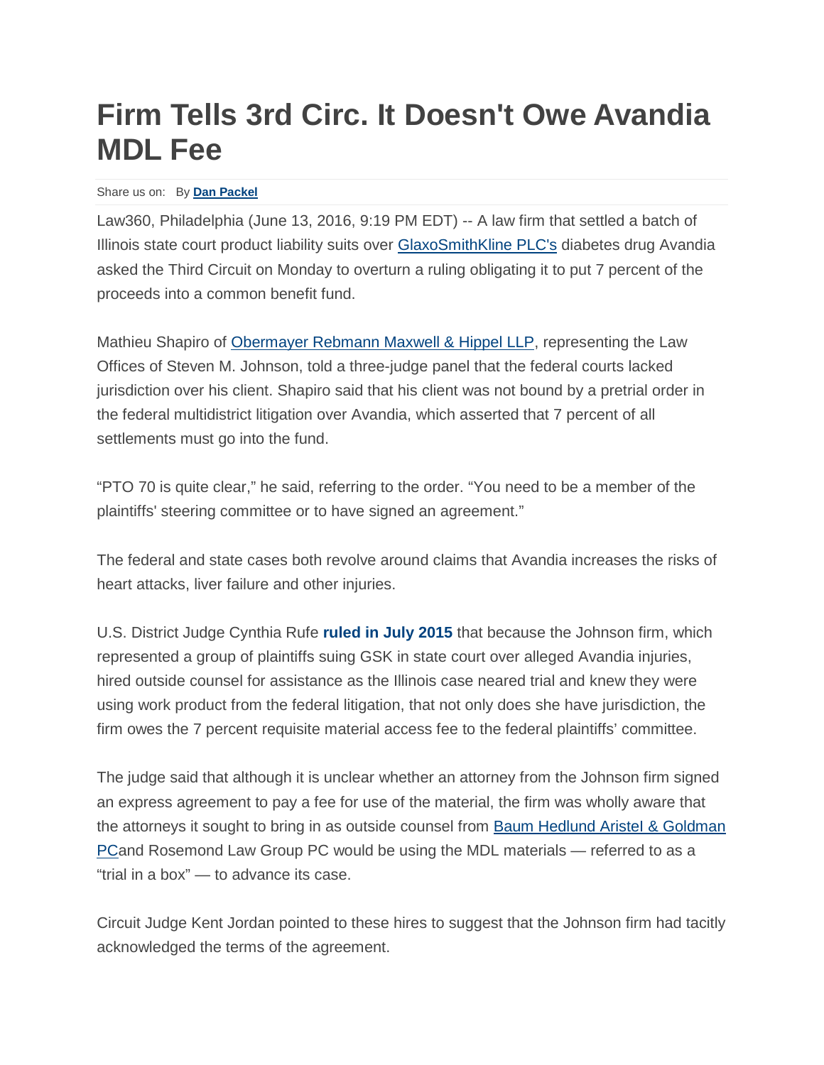# Firm Tells 3rd Circ. It Doesn't Owe Avandia MDL Fee

Share us on: By **Dan Packel**

Law360, Philadelphia (June 13, 2016, 9:19 PM EDT) -- A law firm that settled a batch of Illinois state court product liability suits over GlaxoSmithKline PLC's diabetes drug Avandia asked the Third Circuit on Monday to overturn a ruling obligating it to put 7 percent of the proceeds into a common benefit fund.

Mathieu Shapiro of Obermayer Rebmann Maxwell & Hippel LLP, representing the Law Offices of Steven M. Johnson, told a three-judge panel that the federal courts lacked jurisdiction over his client. Shapiro said that his client was not bound by a pretrial order in the federal multidistrict litigation over Avandia, which asserted that 7 percent of all settlements must go into the fund.

"PTO 70 is quite clear," he said, referring to the order. "You need to be a member of the plaintiffs' steering committee or to have signed an agreement."

The federal and state cases both revolve around claims that Avandia increases the risks of heart attacks, liver failure and other injuries.

U.S. District Judge Cynthia Rufe **ruled in July 2015** that because the Johnson firm, which represented a group of plaintiffs suing GSK in state court over alleged Avandia injuries, hired outside counsel for assistance as the Illinois case neared trial and knew they were using work product from the federal litigation, that not only does she have jurisdiction, the firm owes the 7 percent requisite material access fee to the federal plaintiffs' committee.

The judge said that although it is unclear whether an attorney from the Johnson firm signed an express agreement to pay a fee for use of the material, the firm was wholly aware that the attorneys it sought to bring in as outside counsel from Baum Hedlund Aristel & Goldman PCand Rosemond Law Group PC would be using the MDL materials — referred to as a "trial in a box" — to advance its case.

Circuit Judge Kent Jordan pointed to these hires to suggest that the Johnson firm had tacitly acknowledged the terms of the agreement.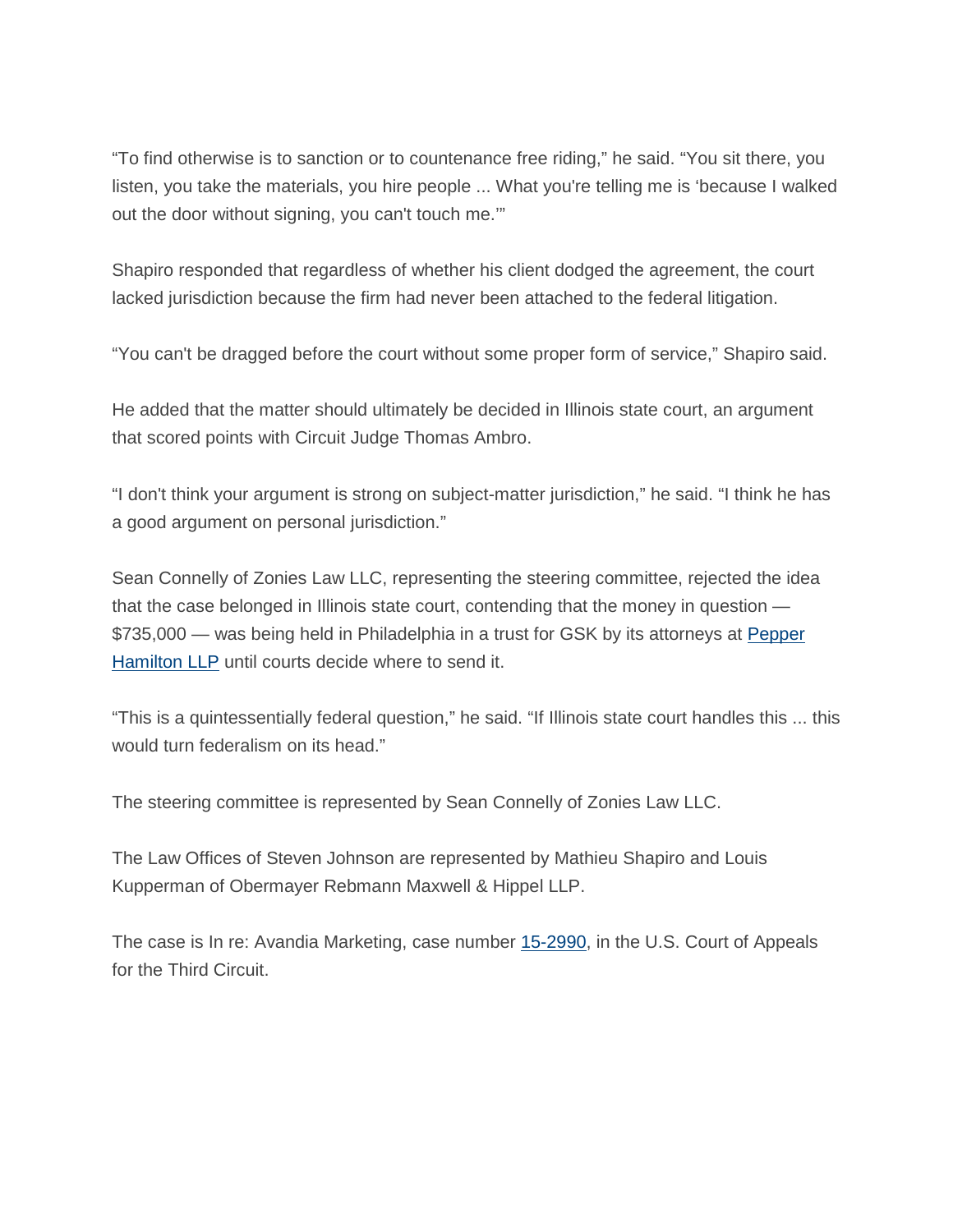“To find otherwise is to sanction or to countenance free riding,” he said. “You sit there, you listen, you take the materials, you hire people ... What you're telling me is ‘because I walked out the door without signing, you can't touch me.’”

Shapiro responded that regardless of whether his client dodged the agreement, the court lacked jurisdiction because the firm had never been attached to the federal litigation.

“You can't be dragged before the court without some proper form of service,” Shapiro said.

He added that the matter should ultimately be decided in Illinois state court, an argument that scored points with Circuit Judge Thomas Ambro.

“I don't think your argument is strong on subject-matter jurisdiction,” he said. “I think he has a good argument on personal jurisdiction.”

Sean Connelly of Zonies Law LLC, representing the steering committee, rejected the idea that the case belonged in Illinois state court, contending that the money in question — $735,000 — was being held in Philadelphia in a trust for GSK by its attorneys at Pepper Hamilton LLP until courts decide where to send it.

“This is a quintessentially federal question,” he said. “If Illinois state court handles this ... this would turn federalism on its head.”

The steering committee is represented by Sean Connelly of Zonies Law LLC.

The Law Offices of Steven Johnson are represented by Mathieu Shapiro and Louis Kupperman of Obermayer Rebmann Maxwell & Hippel LLP.

The case is In re: Avandia Marketing, case number 15-2990, in the U.S. Court of Appeals for the Third Circuit.